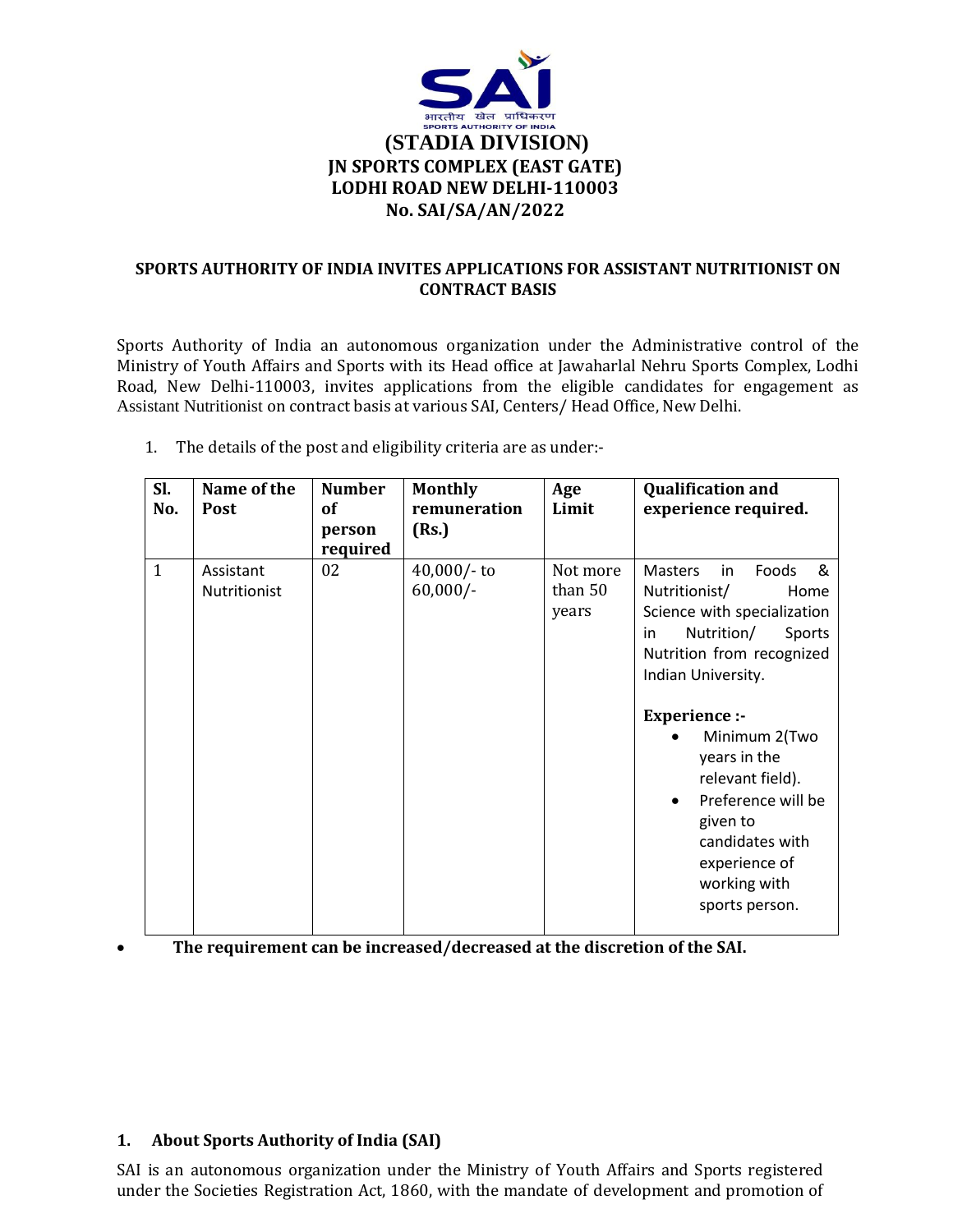# (STADIA DIVISION)

## JN SPORTS COMPLEX (EAST GATE)
## LODHI ROAD NEW DELHI-110003
## No. SAI/SA/AN/2022

**SPORTS AUTHORITY OF INDIA INVITES APPLICATIONS FOR ASSISTANT NUTRITIONIST ON CONTRACT BASIS**

Sports Authority of India an autonomous organization under the Administrative control of the Ministry of Youth Affairs and Sports with its Head office at Jawaharlal Nehru Sports Complex, Lodhi Road, New Delhi-110003, invites applications from the eligible candidates for engagement as Assistant Nutritionist on contract basis at various SAI, Centers/ Head Office, New Delhi.

1. The details of the post and eligibility criteria are as under:-

| Sl. No. | Name of the Post | Number of person required | Monthly remuneration (Rs.) | Age Limit | Qualification and experience required. |
|---|---|---|---|---|---|
| 1 | Assistant Nutritionist | 02 | 40,000/- to 60,000/- | Not more than 50 years | Masters in Foods & Nutritionist/ Home Science with specialization in Nutrition/ Sports Nutrition from recognized Indian University. **Experience :-** • Minimum 2(Two years in the relevant field). • Preference will be given to candidates with experience of working with sports person. |

- **The requirement can be increased/decreased at the discretion of the SAI.**

## 1. About Sports Authority of India (SAI)

SAI is an autonomous organization under the Ministry of Youth Affairs and Sports registered under the Societies Registration Act, 1860, with the mandate of development and promotion of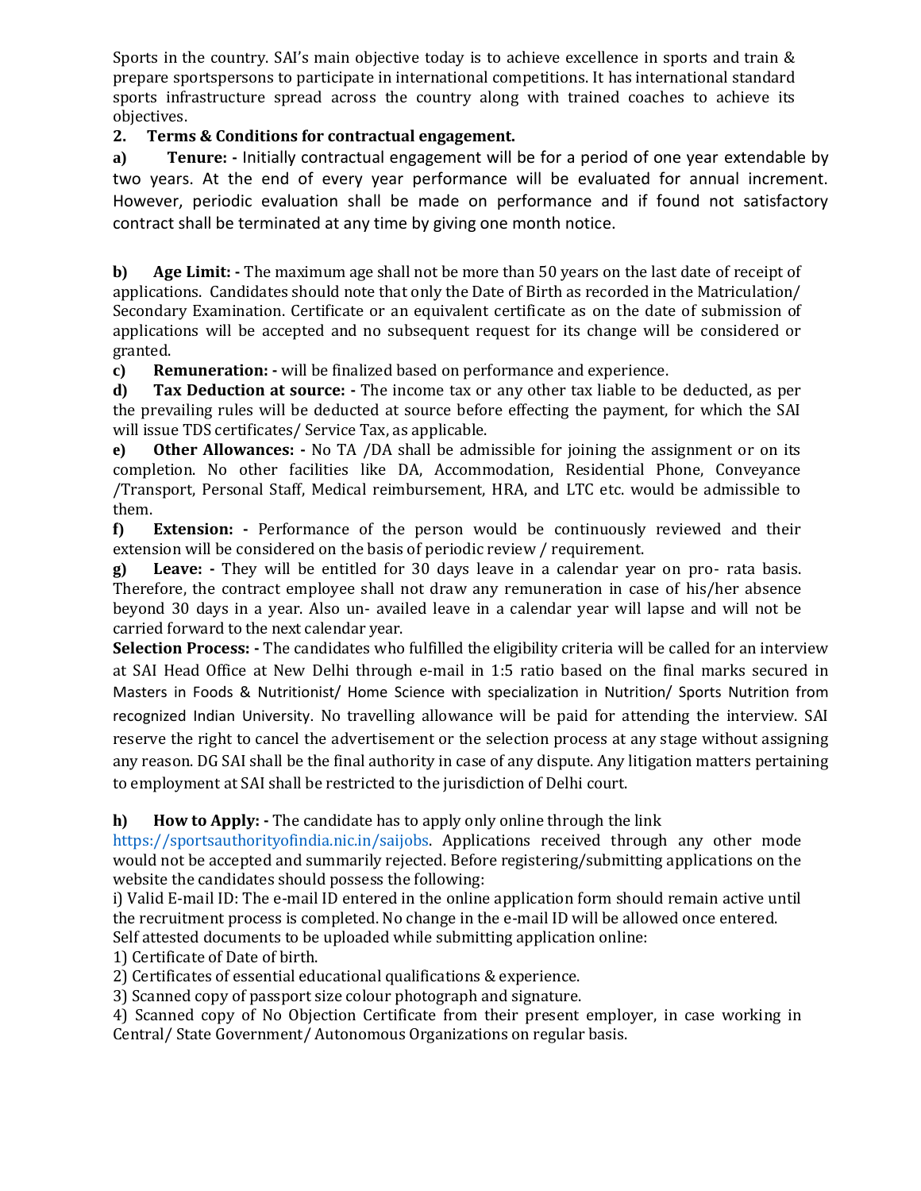Sports in the country. SAI's main objective today is to achieve excellence in sports and train & prepare sportspersons to participate in international competitions. It has international standard sports infrastructure spread across the country along with trained coaches to achieve its objectives.

**2. Terms & Conditions for contractual engagement.**

**a) Tenure: -** Initially contractual engagement will be for a period of one year extendable by two years. At the end of every year performance will be evaluated for annual increment. However, periodic evaluation shall be made on performance and if found not satisfactory contract shall be terminated at any time by giving one month notice.

**b) Age Limit: -** The maximum age shall not be more than 50 years on the last date of receipt of applications. Candidates should note that only the Date of Birth as recorded in the Matriculation/ Secondary Examination. Certificate or an equivalent certificate as on the date of submission of applications will be accepted and no subsequent request for its change will be considered or granted.

**c) Remuneration: -** will be finalized based on performance and experience.

**d) Tax Deduction at source: -** The income tax or any other tax liable to be deducted, as per the prevailing rules will be deducted at source before effecting the payment, for which the SAI will issue TDS certificates/ Service Tax, as applicable.

**e) Other Allowances: -** No TA /DA shall be admissible for joining the assignment or on its completion. No other facilities like DA, Accommodation, Residential Phone, Conveyance /Transport, Personal Staff, Medical reimbursement, HRA, and LTC etc. would be admissible to them.

**f) Extension: -** Performance of the person would be continuously reviewed and their extension will be considered on the basis of periodic review / requirement.

**g) Leave: -** They will be entitled for 30 days leave in a calendar year on pro- rata basis. Therefore, the contract employee shall not draw any remuneration in case of his/her absence beyond 30 days in a year. Also un- availed leave in a calendar year will lapse and will not be carried forward to the next calendar year.

**Selection Process: -** The candidates who fulfilled the eligibility criteria will be called for an interview at SAI Head Office at New Delhi through e-mail in 1:5 ratio based on the final marks secured in Masters in Foods & Nutritionist/ Home Science with specialization in Nutrition/ Sports Nutrition from recognized Indian University. No travelling allowance will be paid for attending the interview. SAI reserve the right to cancel the advertisement or the selection process at any stage without assigning any reason. DG SAI shall be the final authority in case of any dispute. Any litigation matters pertaining to employment at SAI shall be restricted to the jurisdiction of Delhi court.

**h) How to Apply: -** The candidate has to apply only online through the link https://sportsauthorityofindia.nic.in/saijobs. Applications received through any other mode would not be accepted and summarily rejected. Before registering/submitting applications on the website the candidates should possess the following:

i) Valid E-mail ID: The e-mail ID entered in the online application form should remain active until the recruitment process is completed. No change in the e-mail ID will be allowed once entered.

Self attested documents to be uploaded while submitting application online:

1) Certificate of Date of birth.
2) Certificates of essential educational qualifications & experience.
3) Scanned copy of passport size colour photograph and signature.
4) Scanned copy of No Objection Certificate from their present employer, in case working in Central/ State Government/ Autonomous Organizations on regular basis.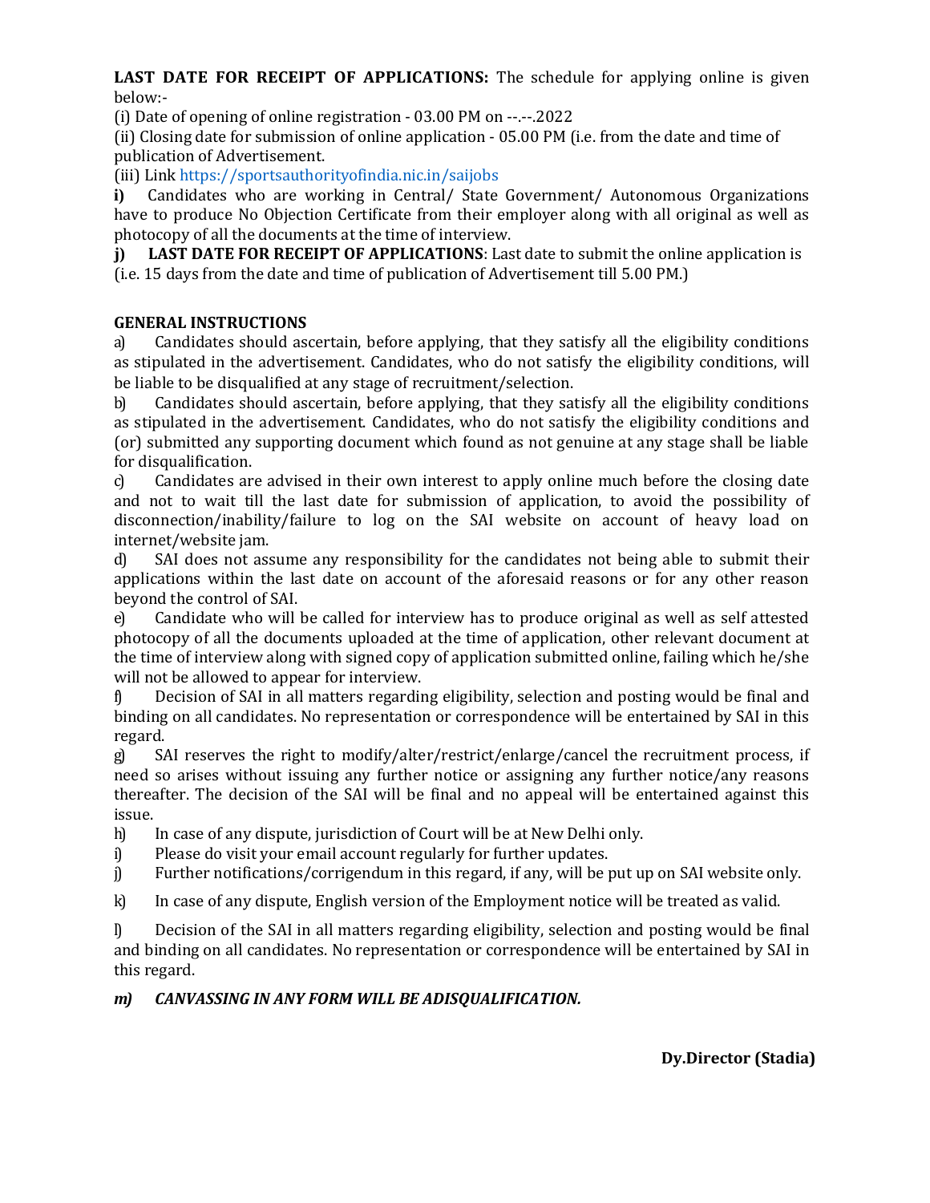**LAST DATE FOR RECEIPT OF APPLICATIONS:** The schedule for applying online is given below:-

(i) Date of opening of online registration - 03.00 PM on --.--.2022

(ii) Closing date for submission of online application - 05.00 PM (i.e. from the date and time of publication of Advertisement.

(iii) Link https://sportsauthorityofindia.nic.in/saijobs

**i)** Candidates who are working in Central/ State Government/ Autonomous Organizations have to produce No Objection Certificate from their employer along with all original as well as photocopy of all the documents at the time of interview.

**j) LAST DATE FOR RECEIPT OF APPLICATIONS**: Last date to submit the online application is (i.e. 15 days from the date and time of publication of Advertisement till 5.00 PM.)

**GENERAL INSTRUCTIONS**

a) Candidates should ascertain, before applying, that they satisfy all the eligibility conditions as stipulated in the advertisement. Candidates, who do not satisfy the eligibility conditions, will be liable to be disqualified at any stage of recruitment/selection.

b) Candidates should ascertain, before applying, that they satisfy all the eligibility conditions as stipulated in the advertisement. Candidates, who do not satisfy the eligibility conditions and (or) submitted any supporting document which found as not genuine at any stage shall be liable for disqualification.

c) Candidates are advised in their own interest to apply online much before the closing date and not to wait till the last date for submission of application, to avoid the possibility of disconnection/inability/failure to log on the SAI website on account of heavy load on internet/website jam.

d) SAI does not assume any responsibility for the candidates not being able to submit their applications within the last date on account of the aforesaid reasons or for any other reason beyond the control of SAI.

e) Candidate who will be called for interview has to produce original as well as self attested photocopy of all the documents uploaded at the time of application, other relevant document at the time of interview along with signed copy of application submitted online, failing which he/she will not be allowed to appear for interview.

f) Decision of SAI in all matters regarding eligibility, selection and posting would be final and binding on all candidates. No representation or correspondence will be entertained by SAI in this regard.

g) SAI reserves the right to modify/alter/restrict/enlarge/cancel the recruitment process, if need so arises without issuing any further notice or assigning any further notice/any reasons thereafter. The decision of the SAI will be final and no appeal will be entertained against this issue.

h) In case of any dispute, jurisdiction of Court will be at New Delhi only.

i) Please do visit your email account regularly for further updates.

j) Further notifications/corrigendum in this regard, if any, will be put up on SAI website only.

k) In case of any dispute, English version of the Employment notice will be treated as valid.

l) Decision of the SAI in all matters regarding eligibility, selection and posting would be final and binding on all candidates. No representation or correspondence will be entertained by SAI in this regard.

***m) CANVASSING IN ANY FORM WILL BE ADISQUALIFICATION.***

**Dy.Director (Stadia)**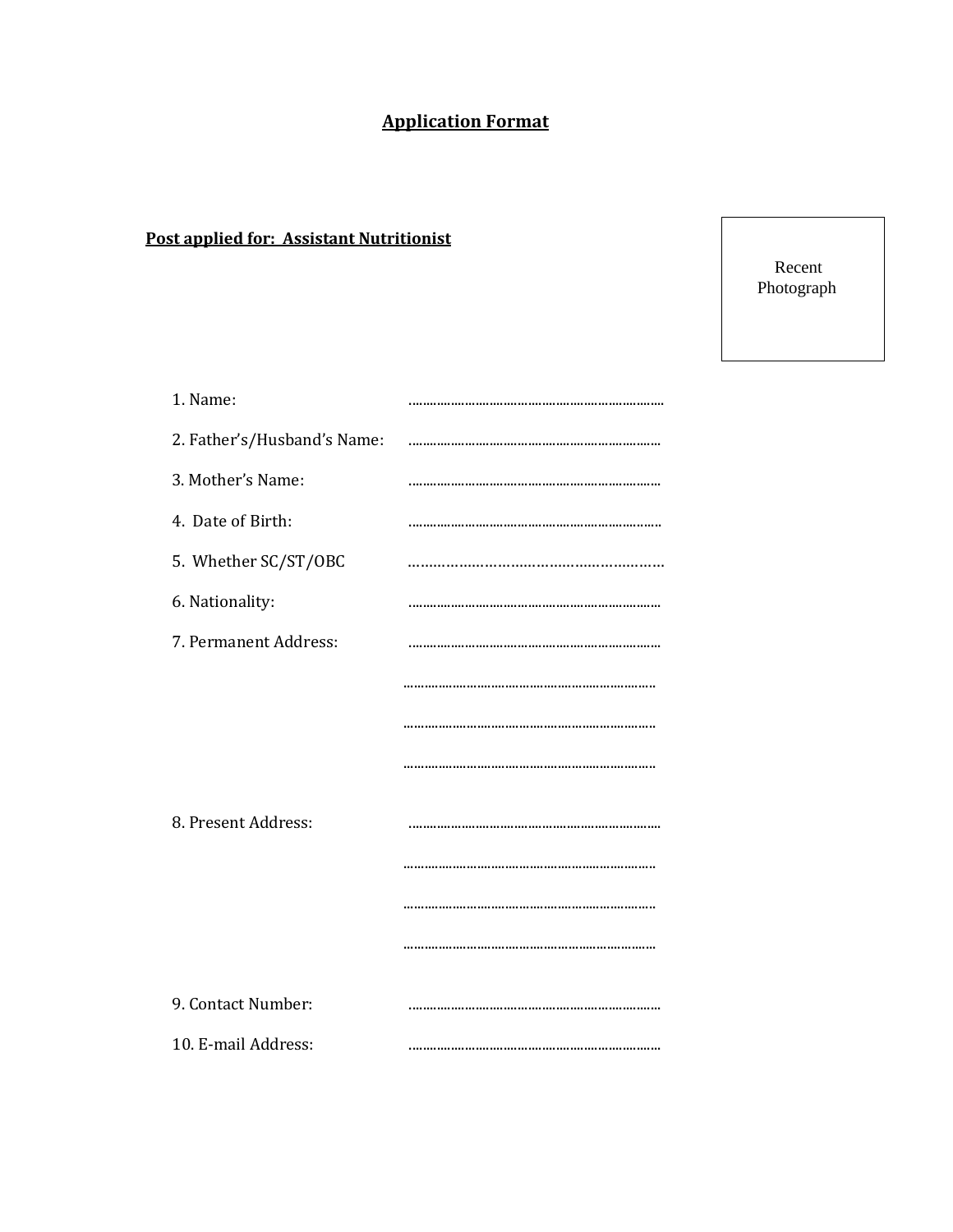# Application Format

**Post applied for: Assistant Nutritionist**

Recent Photograph

1. Name: ……………………………………………………………
2. Father's/Husband's Name: ……………………………………………………………
3. Mother's Name: ……………………………………………………………
4. Date of Birth: ……………………………………………………………
5. Whether SC/ST/OBC ……………………………………………………
6. Nationality: ……………………………………………………………
7. Permanent Address: ……………………………………………………………
   ……………………………………………………………
   ……………………………………………………………
   ……………………………………………………………
8. Present Address: ……………………………………………………………
   ……………………………………………………………
   ……………………………………………………………
   ……………………………………………………………
9. Contact Number: ……………………………………………………………
10. E-mail Address: ……………………………………………………………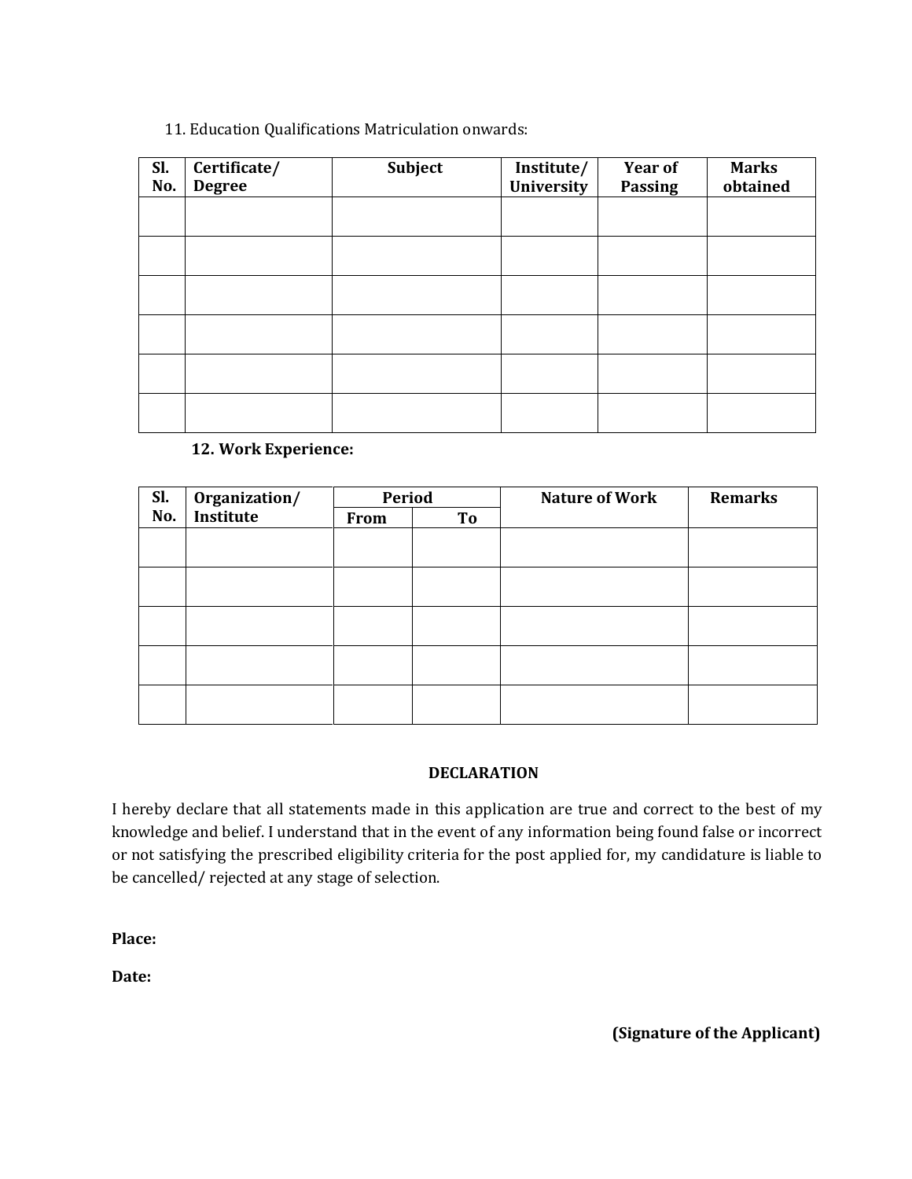11. Education Qualifications Matriculation onwards:

| Sl. No. | Certificate/ Degree | Subject | Institute/ University | Year of Passing | Marks obtained |
|---|---|---|---|---|---|
| | | | | | |
| | | | | | |
| | | | | | |
| | | | | | |
| | | | | | |
| | | | | | |

**12. Work Experience:**

| Sl. No. | Organization/ Institute | Period | | Nature of Work | Remarks |
|---|---|---|---|---|---|
| | | From | To | | |
| | | | | | |
| | | | | | |
| | | | | | |
| | | | | | |
| | | | | | |

**DECLARATION**

I hereby declare that all statements made in this application are true and correct to the best of my knowledge and belief. I understand that in the event of any information being found false or incorrect or not satisfying the prescribed eligibility criteria for the post applied for, my candidature is liable to be cancelled/ rejected at any stage of selection.

**Place:**

**Date:**

**(Signature of the Applicant)**